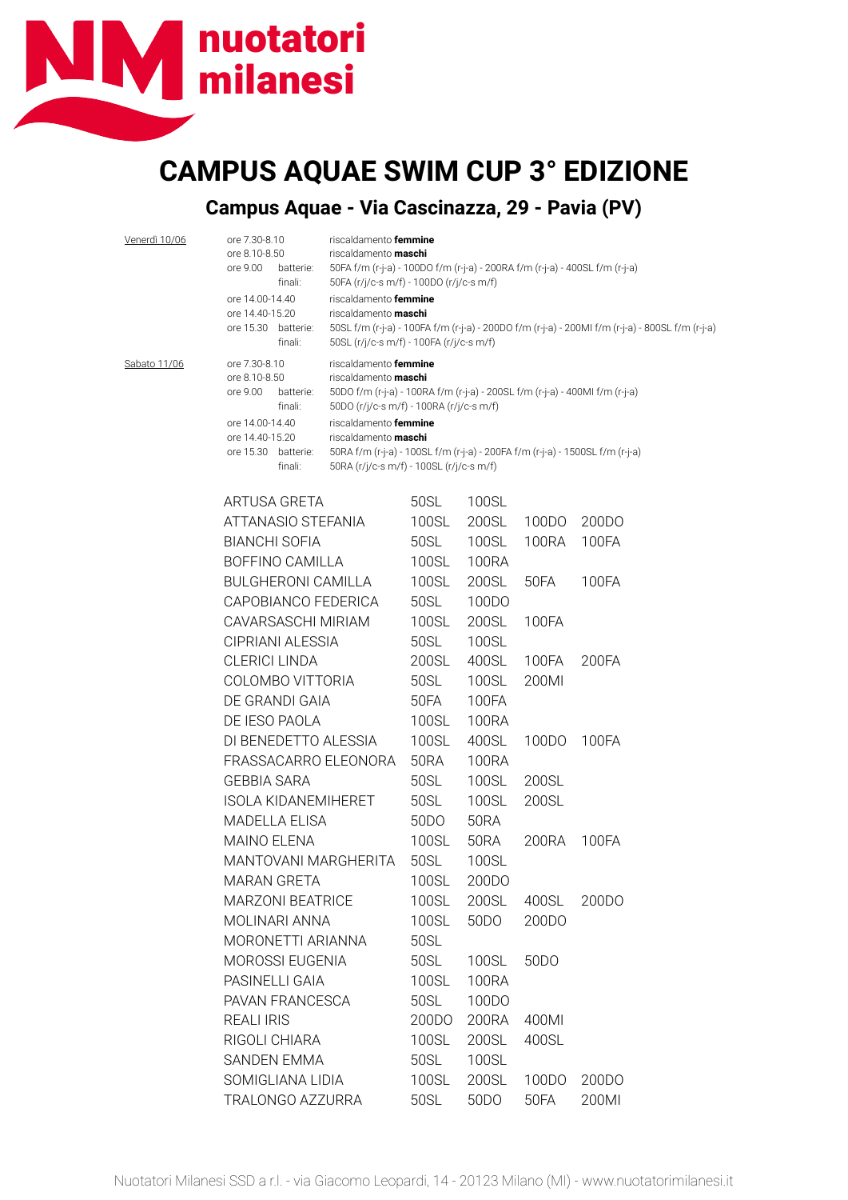nuotatori milanesi

# CAMPUS AQUAE SWIM CUP 3° EDIZIONE

## Campus Aquae - Via Cascinazza, 29 - Pavia (PV)

| | | | |
|---|---|---|---|
| Venerdì 10/06 | ore 7.30-8.10 | | riscaldamento **femmine** |
| | ore 8.10-8.50 | | riscaldamento **maschi** |
| | ore 9.00 | batterie: | 50FA f/m (r-j-a) - 100DO f/m (r-j-a) - 200RA f/m (r-j-a) - 400SL f/m (r-j-a) |
| | | finali: | 50FA (r/j/c-s m/f) - 100DO (r/j/c-s m/f) |
| | ore 14.00-14.40 | | riscaldamento **femmine** |
| | ore 14.40-15.20 | | riscaldamento **maschi** |
| | ore 15.30 | batterie: | 50SL f/m (r-j-a) - 100FA f/m (r-j-a) - 200DO f/m (r-j-a) - 200MI f/m (r-j-a) - 800SL f/m (r-j-a) |
| | | finali: | 50SL (r/j/c-s m/f) - 100FA (r/j/c-s m/f) |
| Sabato 11/06 | ore 7.30-8.10 | | riscaldamento **femmine** |
| | ore 8.10-8.50 | | riscaldamento **maschi** |
| | ore 9.00 | batterie: | 50DO f/m (r-j-a) - 100RA f/m (r-j-a) - 200SL f/m (r-j-a) - 400MI f/m (r-j-a) |
| | | finali: | 50DO (r/j/c-s m/f) - 100RA (r/j/c-s m/f) |
| | ore 14.00-14.40 | | riscaldamento **femmine** |
| | ore 14.40-15.20 | | riscaldamento **maschi** |
| | ore 15.30 | batterie: | 50RA f/m (r-j-a) - 100SL f/m (r-j-a) - 200FA f/m (r-j-a) - 1500SL f/m (r-j-a) |
| | | finali: | 50RA (r/j/c-s m/f) - 100SL (r/j/c-s m/f) |

| | | | | |
|---|---|---|---|---|
| ARTUSA GRETA | 50SL | 100SL | | |
| ATTANASIO STEFANIA | 100SL | 200SL | 100DO | 200DO |
| BIANCHI SOFIA | 50SL | 100SL | 100RA | 100FA |
| BOFFINO CAMILLA | 100SL | 100RA | | |
| BULGHERONI CAMILLA | 100SL | 200SL | 50FA | 100FA |
| CAPOBIANCO FEDERICA | 50SL | 100DO | | |
| CAVARSASCHI MIRIAM | 100SL | 200SL | 100FA | |
| CIPRIANI ALESSIA | 50SL | 100SL | | |
| CLERICI LINDA | 200SL | 400SL | 100FA | 200FA |
| COLOMBO VITTORIA | 50SL | 100SL | 200MI | |
| DE GRANDI GAIA | 50FA | 100FA | | |
| DE IESO PAOLA | 100SL | 100RA | | |
| DI BENEDETTO ALESSIA | 100SL | 400SL | 100DO | 100FA |
| FRASSACARRO ELEONORA | 50RA | 100RA | | |
| GEBBIA SARA | 50SL | 100SL | 200SL | |
| ISOLA KIDANEMIHERET | 50SL | 100SL | 200SL | |
| MADELLA ELISA | 50DO | 50RA | | |
| MAINO ELENA | 100SL | 50RA | 200RA | 100FA |
| MANTOVANI MARGHERITA | 50SL | 100SL | | |
| MARAN GRETA | 100SL | 200DO | | |
| MARZONI BEATRICE | 100SL | 200SL | 400SL | 200DO |
| MOLINARI ANNA | 100SL | 50DO | 200DO | |
| MORONETTI ARIANNA | 50SL | | | |
| MOROSSI EUGENIA | 50SL | 100SL | 50DO | |
| PASINELLI GAIA | 100SL | 100RA | | |
| PAVAN FRANCESCA | 50SL | 100DO | | |
| REALI IRIS | 200DO | 200RA | 400MI | |
| RIGOLI CHIARA | 100SL | 200SL | 400SL | |
| SANDEN EMMA | 50SL | 100SL | | |
| SOMIGLIANA LIDIA | 100SL | 200SL | 100DO | 200DO |
| TRALONGO AZZURRA | 50SL | 50DO | 50FA | 200MI |

Nuotatori Milanesi SSD a r.l. - via Giacomo Leopardi, 14 - 20123 Milano (MI) - www.nuotatorimilanesi.it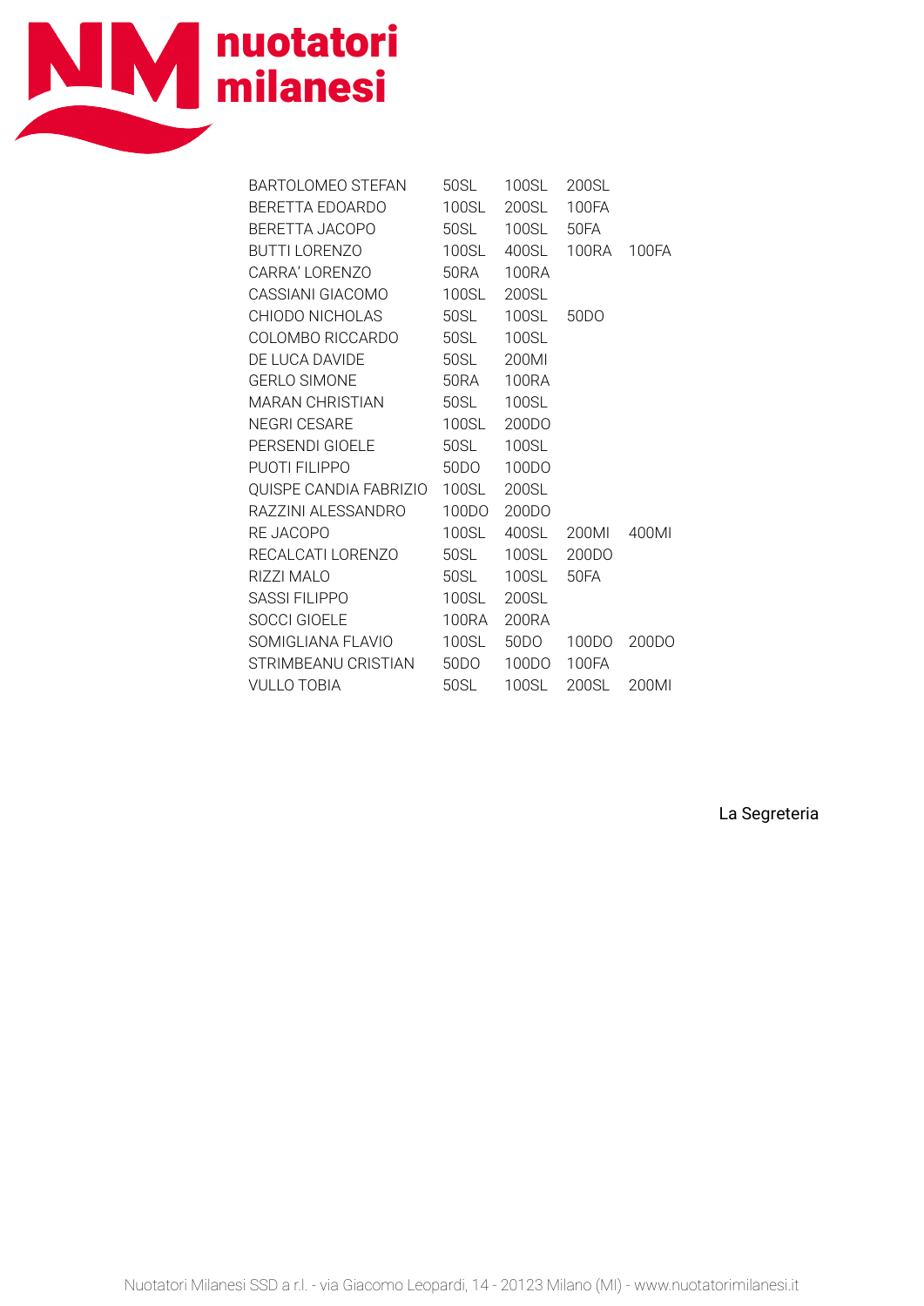| | | | | |
|---|---|---|---|---|
| BARTOLOMEO STEFAN | 50SL | 100SL | 200SL | |
| BERETTA EDOARDO | 100SL | 200SL | 100FA | |
| BERETTA JACOPO | 50SL | 100SL | 50FA | |
| BUTTI LORENZO | 100SL | 400SL | 100RA | 100FA |
| CARRA' LORENZO | 50RA | 100RA | | |
| CASSIANI GIACOMO | 100SL | 200SL | | |
| CHIODO NICHOLAS | 50SL | 100SL | 50DO | |
| COLOMBO RICCARDO | 50SL | 100SL | | |
| DE LUCA DAVIDE | 50SL | 200MI | | |
| GERLO SIMONE | 50RA | 100RA | | |
| MARAN CHRISTIAN | 50SL | 100SL | | |
| NEGRI CESARE | 100SL | 200DO | | |
| PERSENDI GIOELE | 50SL | 100SL | | |
| PUOTI FILIPPO | 50DO | 100DO | | |
| QUISPE CANDIA FABRIZIO | 100SL | 200SL | | |
| RAZZINI ALESSANDRO | 100DO | 200DO | | |
| RE JACOPO | 100SL | 400SL | 200MI | 400MI |
| RECALCATI LORENZO | 50SL | 100SL | 200DO | |
| RIZZI MALO | 50SL | 100SL | 50FA | |
| SASSI FILIPPO | 100SL | 200SL | | |
| SOCCI GIOELE | 100RA | 200RA | | |
| SOMIGLIANA FLAVIO | 100SL | 50DO | 100DO | 200DO |
| STRIMBEANU CRISTIAN | 50DO | 100DO | 100FA | |
| VULLO TOBIA | 50SL | 100SL | 200SL | 200MI |

La Segreteria

Nuotatori Milanesi SSD a r.l. - via Giacomo Leopardi, 14 - 20123 Milano (MI) - www.nuotatorimilanesi.it